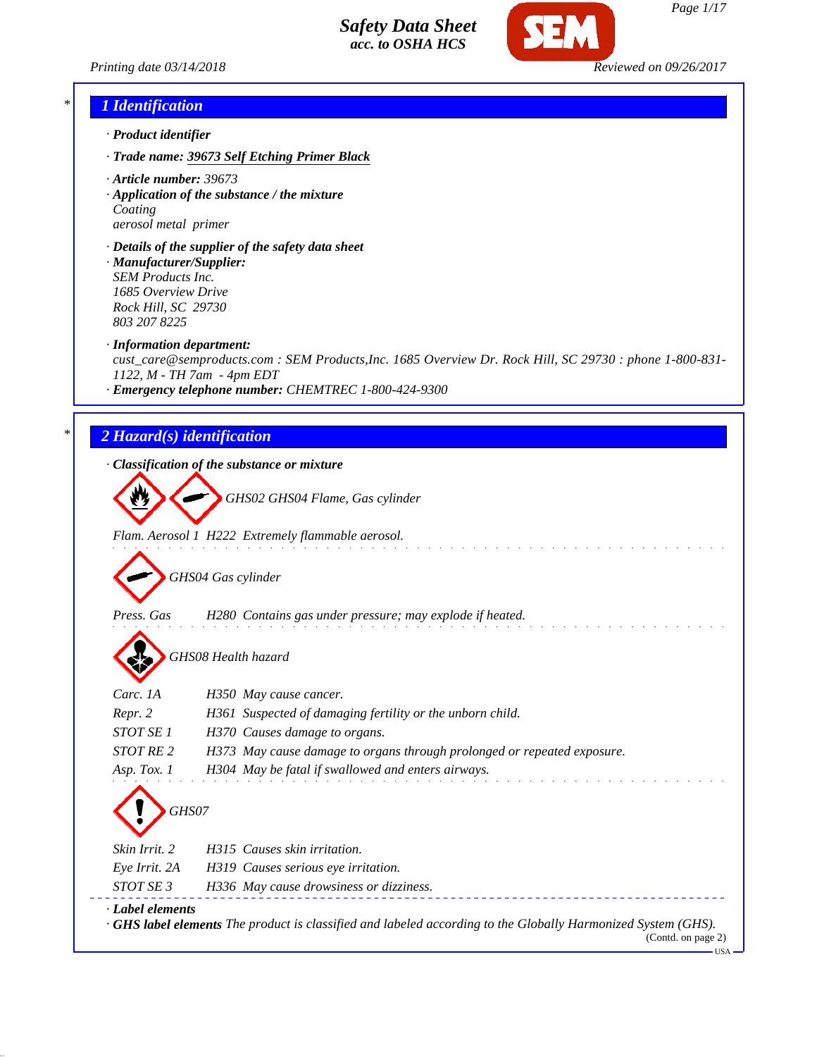# Safety Data Sheet
*acc. to OSHA HCS*

Printing date 03/14/2018 Reviewed on 09/26/2017

## 1 Identification

· **Product identifier**

· **Trade name:** **39673 Self Etching Primer Black**

· **Article number:** 39673

· **Application of the substance / the mixture**
Coating
aerosol metal primer

· **Details of the supplier of the safety data sheet**

· **Manufacturer/Supplier:**
SEM Products Inc.
1685 Overview Drive
Rock Hill, SC 29730
803 207 8225

· **Information department:**
cust_care@semproducts.com : SEM Products,Inc. 1685 Overview Dr. Rock Hill, SC 29730 : phone 1-800-831-1122, M - TH 7am - 4pm EDT

· **Emergency telephone number:** CHEMTREC 1-800-424-9300

## 2 Hazard(s) identification

· **Classification of the substance or mixture**

GHS02 GHS04 Flame, Gas cylinder

Flam. Aerosol 1 H222 Extremely flammable aerosol.

GHS04 Gas cylinder

Press. Gas H280 Contains gas under pressure; may explode if heated.

GHS08 Health hazard

| | |
|---|---|
| Carc. 1A | H350 May cause cancer. |
| Repr. 2 | H361 Suspected of damaging fertility or the unborn child. |
| STOT SE 1 | H370 Causes damage to organs. |
| STOT RE 2 | H373 May cause damage to organs through prolonged or repeated exposure. |
| Asp. Tox. 1 | H304 May be fatal if swallowed and enters airways. |

GHS07

| | |
|---|---|
| Skin Irrit. 2 | H315 Causes skin irritation. |
| Eye Irrit. 2A | H319 Causes serious eye irritation. |
| STOT SE 3 | H336 May cause drowsiness or dizziness. |

· **Label elements**

· **GHS label elements** The product is classified and labeled according to the Globally Harmonized System (GHS).

(Contd. on page 2)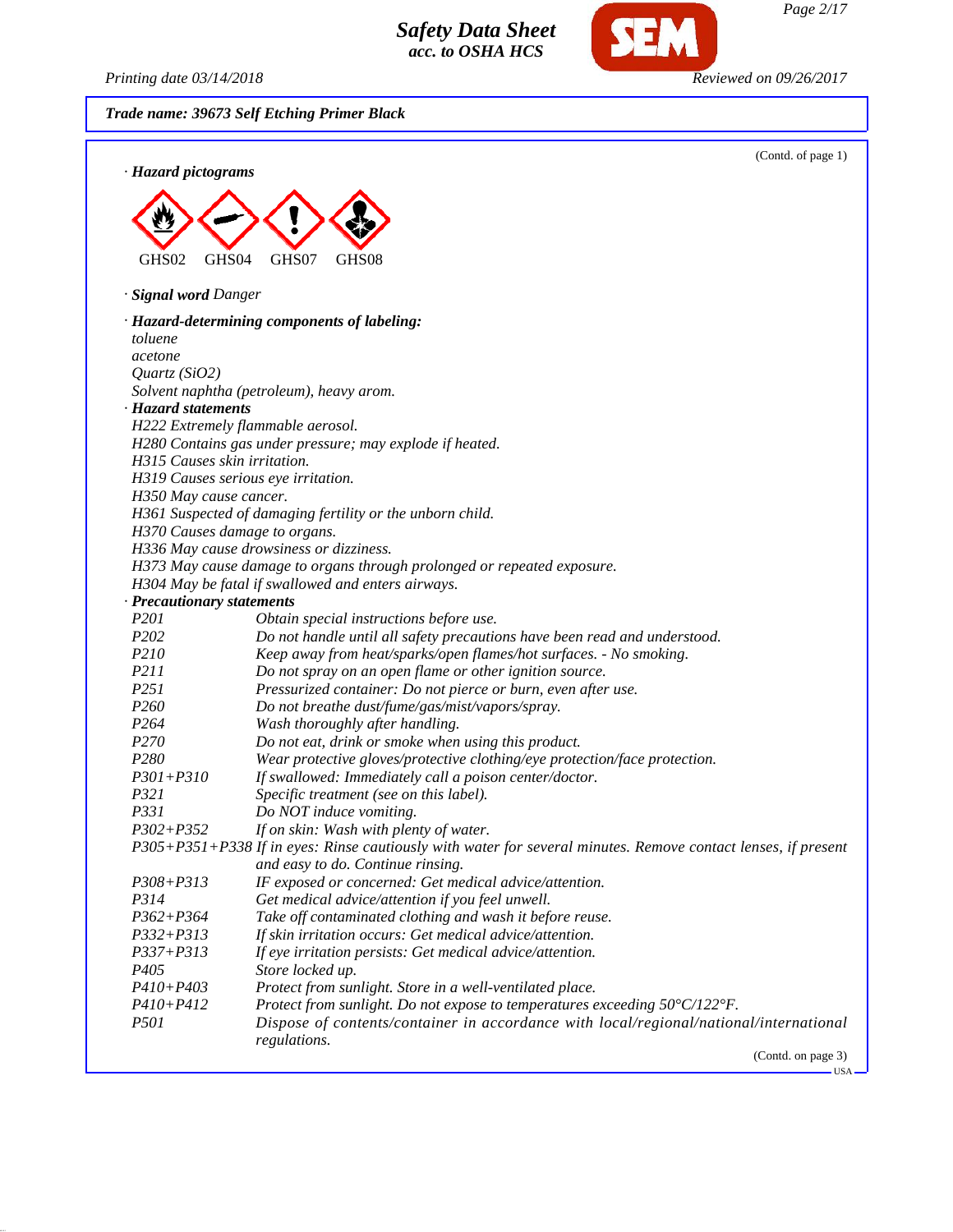**Trade name: 39673 Self Etching Primer Black**

(Contd. of page 1)

· **Hazard pictograms**

GHS02 GHS04 GHS07 GHS08

· **Signal word** Danger

· **Hazard-determining components of labeling:**
toluene
acetone
Quartz ($SiO_2$)
Solvent naphtha (petroleum), heavy arom.

· **Hazard statements**
H222 Extremely flammable aerosol.
H280 Contains gas under pressure; may explode if heated.
H315 Causes skin irritation.
H319 Causes serious eye irritation.
H350 May cause cancer.
H361 Suspected of damaging fertility or the unborn child.
H370 Causes damage to organs.
H336 May cause drowsiness or dizziness.
H373 May cause damage to organs through prolonged or repeated exposure.
H304 May be fatal if swallowed and enters airways.

· **Precautionary statements**

| | |
|---|---|
| P201 | Obtain special instructions before use. |
| P202 | Do not handle until all safety precautions have been read and understood. |
| P210 | Keep away from heat/sparks/open flames/hot surfaces. - No smoking. |
| P211 | Do not spray on an open flame or other ignition source. |
| P251 | Pressurized container: Do not pierce or burn, even after use. |
| P260 | Do not breathe dust/fume/gas/mist/vapors/spray. |
| P264 | Wash thoroughly after handling. |
| P270 | Do not eat, drink or smoke when using this product. |
| P280 | Wear protective gloves/protective clothing/eye protection/face protection. |
| P301+P310 | If swallowed: Immediately call a poison center/doctor. |
| P321 | Specific treatment (see on this label). |
| P331 | Do NOT induce vomiting. |
| P302+P352 | If on skin: Wash with plenty of water. |
| P305+P351+P338 | If in eyes: Rinse cautiously with water for several minutes. Remove contact lenses, if present and easy to do. Continue rinsing. |
| P308+P313 | IF exposed or concerned: Get medical advice/attention. |
| P314 | Get medical advice/attention if you feel unwell. |
| P362+P364 | Take off contaminated clothing and wash it before reuse. |
| P332+P313 | If skin irritation occurs: Get medical advice/attention. |
| P337+P313 | If eye irritation persists: Get medical advice/attention. |
| P405 | Store locked up. |
| P410+P403 | Protect from sunlight. Store in a well-ventilated place. |
| P410+P412 | Protect from sunlight. Do not expose to temperatures exceeding 50°C/122°F. |
| P501 | Dispose of contents/container in accordance with local/regional/national/international regulations. |

(Contd. on page 3)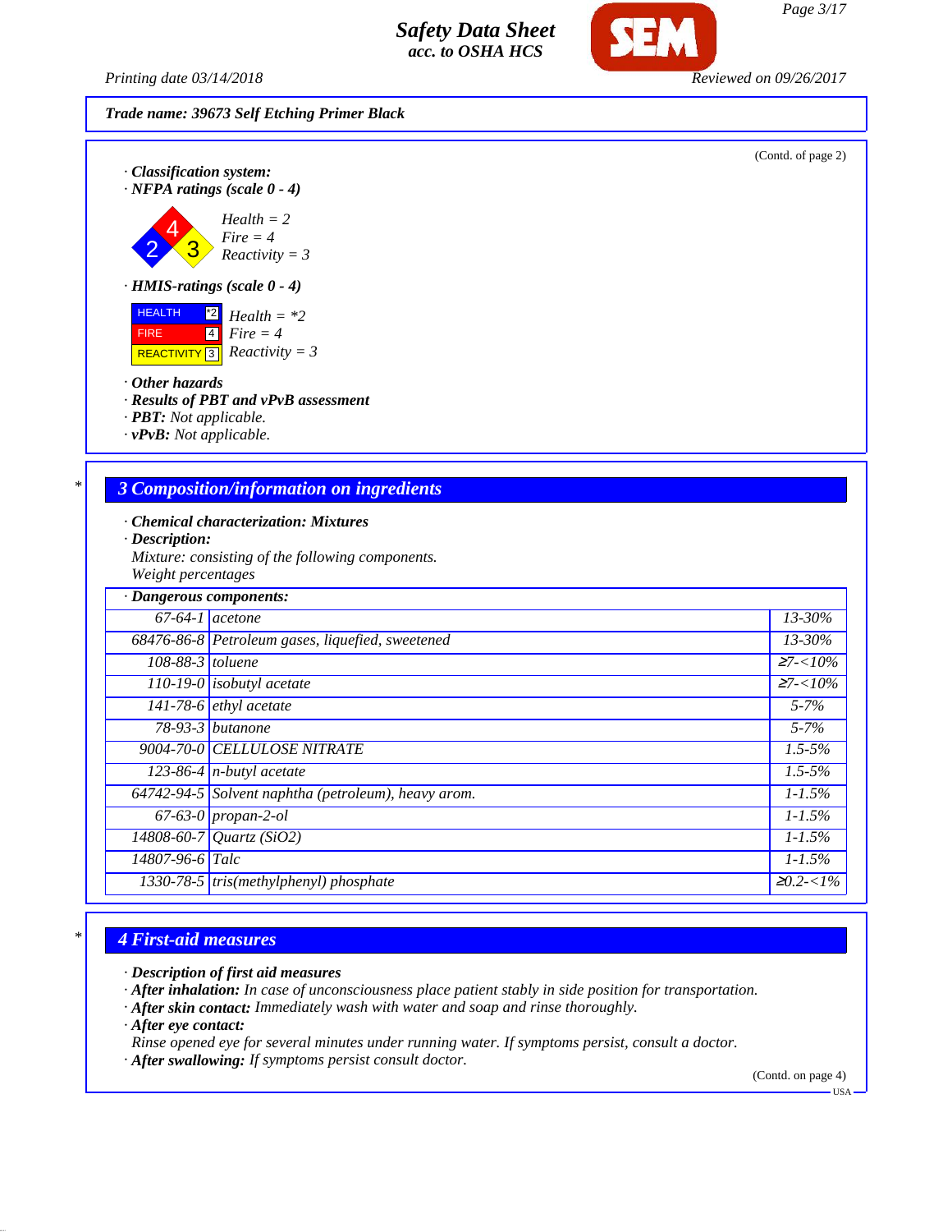**Trade name: 39673 Self Etching Primer Black**

(Contd. of page 2)

· **Classification system:**
· **NFPA ratings (scale 0 - 4)**

*Health = 2*
*Fire = 4*
*Reactivity = 3*

· **HMIS-ratings (scale 0 - 4)**

| | | |
|---|---|---|
| HEALTH | *2 | *Health = *2* |
| FIRE | 4 | *Fire = 4* |
| REACTIVITY | 3 | *Reactivity = 3* |

· **Other hazards**
· **Results of PBT and vPvB assessment**
· **PBT:** *Not applicable.*
· **vPvB:** *Not applicable.*

## 3 Composition/information on ingredients

· **Chemical characterization: Mixtures**
· **Description:**
*Mixture: consisting of the following components.*
*Weight percentages*

| · Dangerous components: | | |
|---|---|---|
| 67-64-1 | acetone | 13-30% |
| 68476-86-8 | Petroleum gases, liquefied, sweetened | 13-30% |
| 108-88-3 | toluene | ≥7-<10% |
| 110-19-0 | isobutyl acetate | ≥7-<10% |
| 141-78-6 | ethyl acetate | 5-7% |
| 78-93-3 | butanone | 5-7% |
| 9004-70-0 | CELLULOSE NITRATE | 1.5-5% |
| 123-86-4 | n-butyl acetate | 1.5-5% |
| 64742-94-5 | Solvent naphtha (petroleum), heavy arom. | 1-1.5% |
| 67-63-0 | propan-2-ol | 1-1.5% |
| 14808-60-7 | Quartz ($SiO_2$) | 1-1.5% |
| 14807-96-6 | Talc | 1-1.5% |
| 1330-78-5 | tris(methylphenyl) phosphate | ≥0.2-<1% |

## 4 First-aid measures

· **Description of first aid measures**
· **After inhalation:** *In case of unconsciousness place patient stably in side position for transportation.*
· **After skin contact:** *Immediately wash with water and soap and rinse thoroughly.*
· **After eye contact:**
*Rinse opened eye for several minutes under running water. If symptoms persist, consult a doctor.*
· **After swallowing:** *If symptoms persist consult doctor.*

(Contd. on page 4)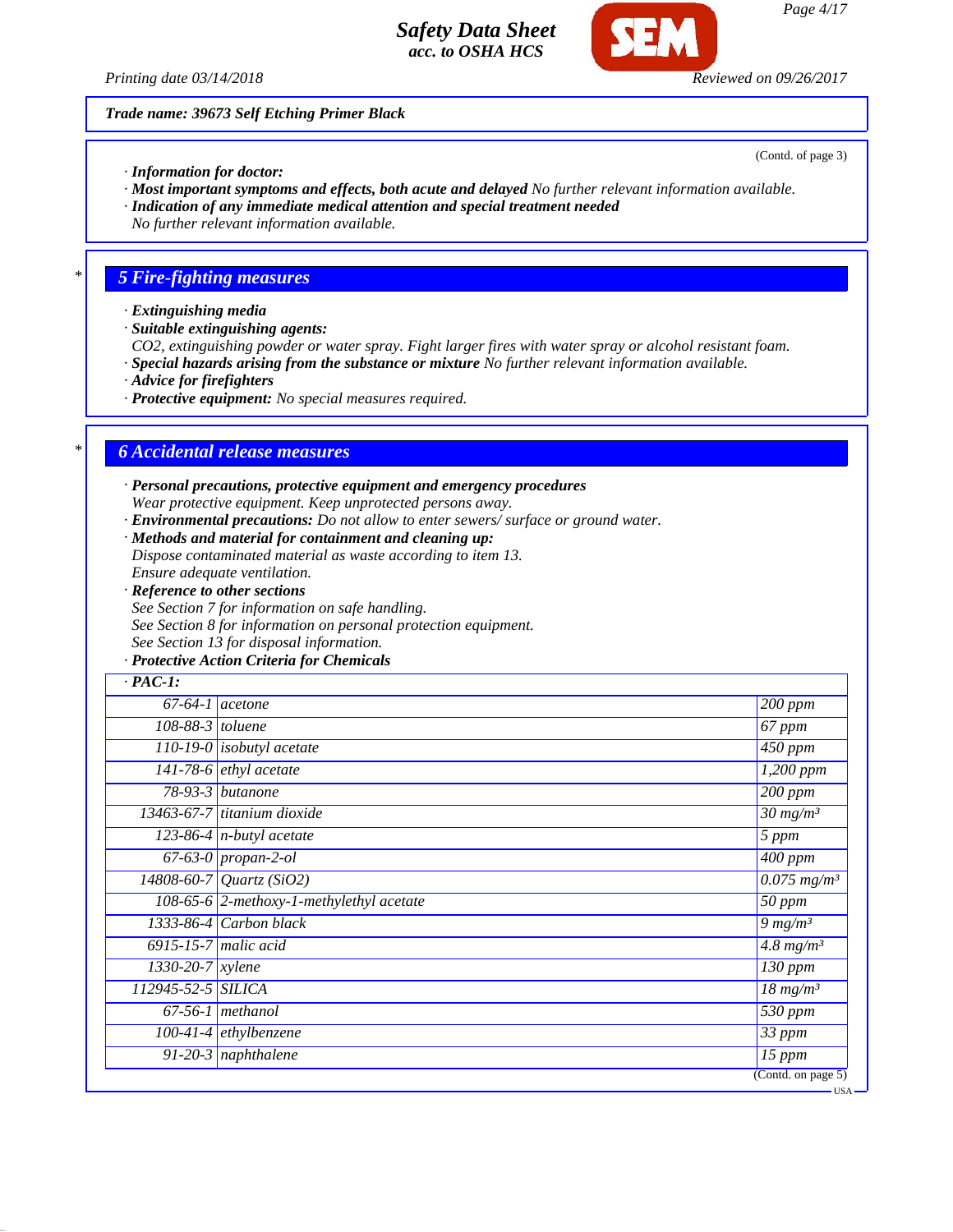Trade name: 39673 Self Etching Primer Black

(Contd. of page 3)

· **Information for doctor:**
· **Most important symptoms and effects, both acute and delayed** No further relevant information available.
· **Indication of any immediate medical attention and special treatment needed**
No further relevant information available.

## 5 Fire-fighting measures

· **Extinguishing media**
· **Suitable extinguishing agents:**
$CO_2$, extinguishing powder or water spray. Fight larger fires with water spray or alcohol resistant foam.
· **Special hazards arising from the substance or mixture** No further relevant information available.
· **Advice for firefighters**
· **Protective equipment:** No special measures required.

## 6 Accidental release measures

· **Personal precautions, protective equipment and emergency procedures**
Wear protective equipment. Keep unprotected persons away.
· **Environmental precautions:** Do not allow to enter sewers/ surface or ground water.
· **Methods and material for containment and cleaning up:**
Dispose contaminated material as waste according to item 13.
Ensure adequate ventilation.
· **Reference to other sections**
See Section 7 for information on safe handling.
See Section 8 for information on personal protection equipment.
See Section 13 for disposal information.
· **Protective Action Criteria for Chemicals**

| · PAC-1: | | |
|---|---|---|
| 67-64-1 | acetone | 200 ppm |
| 108-88-3 | toluene | 67 ppm |
| 110-19-0 | isobutyl acetate | 450 ppm |
| 141-78-6 | ethyl acetate | 1,200 ppm |
| 78-93-3 | butanone | 200 ppm |
| 13463-67-7 | titanium dioxide | 30 mg/m³ |
| 123-86-4 | n-butyl acetate | 5 ppm |
| 67-63-0 | propan-2-ol | 400 ppm |
| 14808-60-7 | Quartz ($SiO_2$) | 0.075 mg/m³ |
| 108-65-6 | 2-methoxy-1-methylethyl acetate | 50 ppm |
| 1333-86-4 | Carbon black | 9 mg/m³ |
| 6915-15-7 | malic acid | 4.8 mg/m³ |
| 1330-20-7 | xylene | 130 ppm |
| 112945-52-5 | SILICA | 18 mg/m³ |
| 67-56-1 | methanol | 530 ppm |
| 100-41-4 | ethylbenzene | 33 ppm |
| 91-20-3 | naphthalene | 15 ppm |

(Contd. on page 5)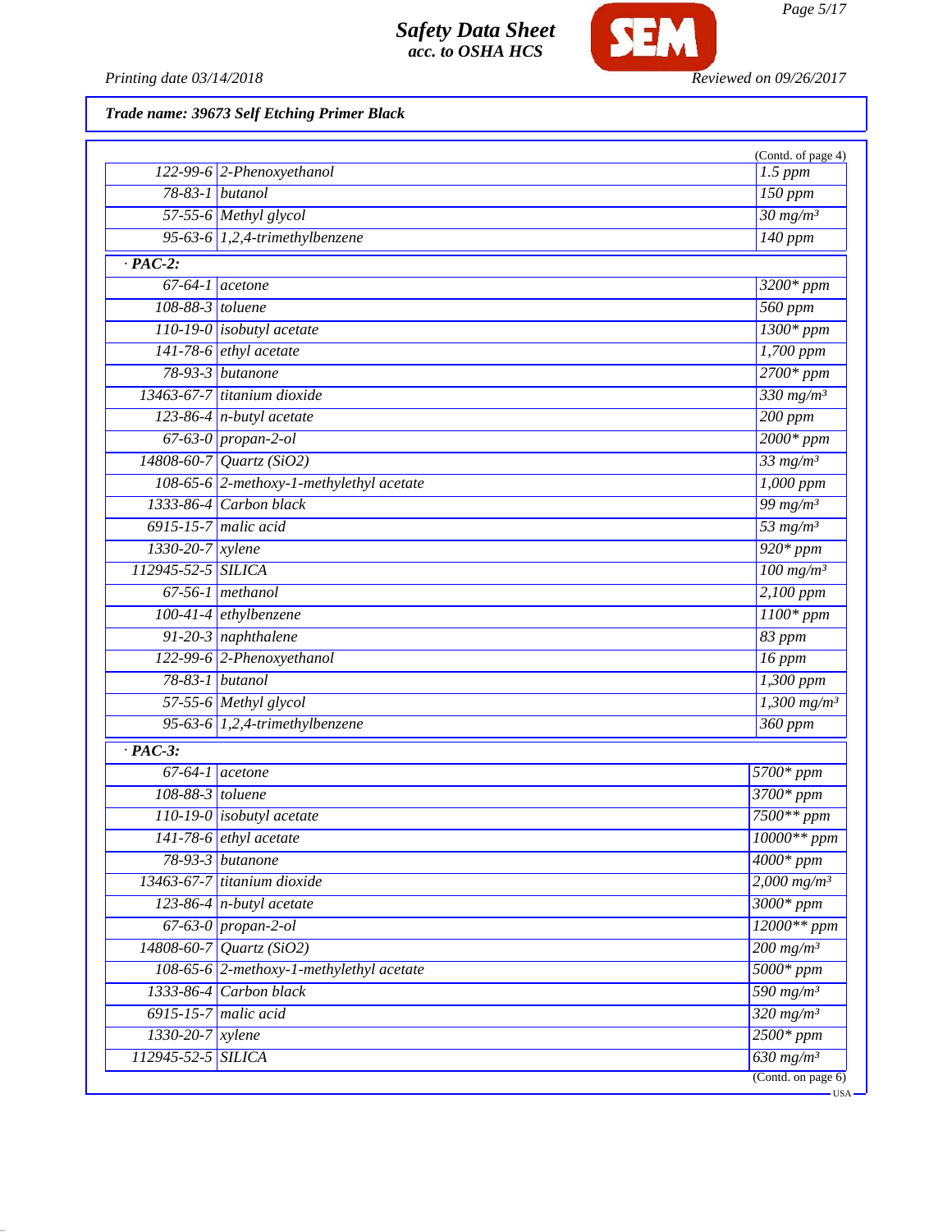**Trade name: 39673 Self Etching Primer Black**

(Contd. of page 4)

| | | |
|---|---|---|
| 122-99-6 | 2-Phenoxyethanol | 1.5 ppm |
| 78-83-1 | butanol | 150 ppm |
| 57-55-6 | Methyl glycol | 30 mg/m³ |
| 95-63-6 | 1,2,4-trimethylbenzene | 140 ppm |

**· PAC-2:**

| | | |
|---|---|---|
| 67-64-1 | acetone | 3200* ppm |
| 108-88-3 | toluene | 560 ppm |
| 110-19-0 | isobutyl acetate | 1300* ppm |
| 141-78-6 | ethyl acetate | 1,700 ppm |
| 78-93-3 | butanone | 2700* ppm |
| 13463-67-7 | titanium dioxide | 330 mg/m³ |
| 123-86-4 | n-butyl acetate | 200 ppm |
| 67-63-0 | propan-2-ol | 2000* ppm |
| 14808-60-7 | Quartz (SiO2) | 33 mg/m³ |
| 108-65-6 | 2-methoxy-1-methylethyl acetate | 1,000 ppm |
| 1333-86-4 | Carbon black | 99 mg/m³ |
| 6915-15-7 | malic acid | 53 mg/m³ |
| 1330-20-7 | xylene | 920* ppm |
| 112945-52-5 | SILICA | 100 mg/m³ |
| 67-56-1 | methanol | 2,100 ppm |
| 100-41-4 | ethylbenzene | 1100* ppm |
| 91-20-3 | naphthalene | 83 ppm |
| 122-99-6 | 2-Phenoxyethanol | 16 ppm |
| 78-83-1 | butanol | 1,300 ppm |
| 57-55-6 | Methyl glycol | 1,300 mg/m³ |
| 95-63-6 | 1,2,4-trimethylbenzene | 360 ppm |

**· PAC-3:**

| | | |
|---|---|---|
| 67-64-1 | acetone | 5700* ppm |
| 108-88-3 | toluene | 3700* ppm |
| 110-19-0 | isobutyl acetate | 7500** ppm |
| 141-78-6 | ethyl acetate | 10000** ppm |
| 78-93-3 | butanone | 4000* ppm |
| 13463-67-7 | titanium dioxide | 2,000 mg/m³ |
| 123-86-4 | n-butyl acetate | 3000* ppm |
| 67-63-0 | propan-2-ol | 12000** ppm |
| 14808-60-7 | Quartz (SiO2) | 200 mg/m³ |
| 108-65-6 | 2-methoxy-1-methylethyl acetate | 5000* ppm |
| 1333-86-4 | Carbon black | 590 mg/m³ |
| 6915-15-7 | malic acid | 320 mg/m³ |
| 1330-20-7 | xylene | 2500* ppm |
| 112945-52-5 | SILICA | 630 mg/m³ |

(Contd. on page 6)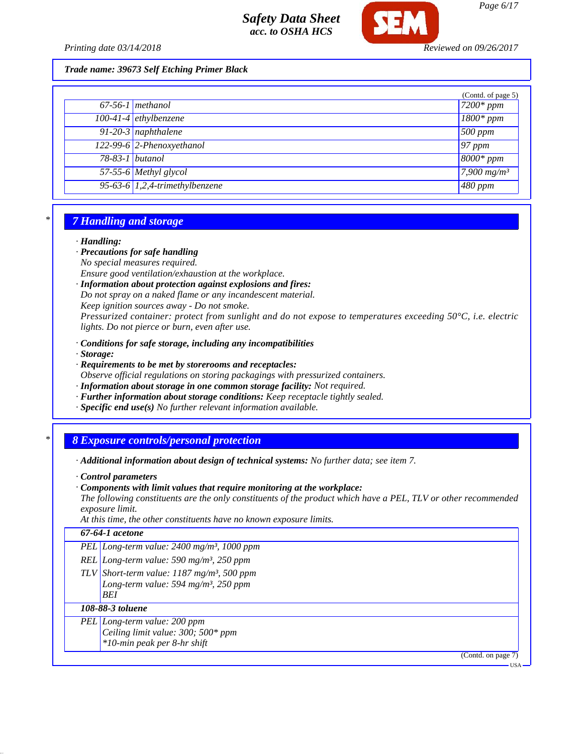Trade name: 39673 Self Etching Primer Black

(Contd. of page 5)

| | | |
|---|---|---|
| 67-56-1 | methanol | 7200* ppm |
| 100-41-4 | ethylbenzene | 1800* ppm |
| 91-20-3 | naphthalene | 500 ppm |
| 122-99-6 | 2-Phenoxyethanol | 97 ppm |
| 78-83-1 | butanol | 8000* ppm |
| 57-55-6 | Methyl glycol | 7,900 mg/m³ |
| 95-63-6 | 1,2,4-trimethylbenzene | 480 ppm |

## 7 Handling and storage

· **Handling:**
· **Precautions for safe handling**
No special measures required.
Ensure good ventilation/exhaustion at the workplace.
· **Information about protection against explosions and fires:**
Do not spray on a naked flame or any incandescent material.
Keep ignition sources away - Do not smoke.
Pressurized container: protect from sunlight and do not expose to temperatures exceeding 50°C, i.e. electric lights. Do not pierce or burn, even after use.

· **Conditions for safe storage, including any incompatibilities**
· **Storage:**
· **Requirements to be met by storerooms and receptacles:**
Observe official regulations on storing packagings with pressurized containers.
· **Information about storage in one common storage facility:** Not required.
· **Further information about storage conditions:** Keep receptacle tightly sealed.
· **Specific end use(s)** No further relevant information available.

## 8 Exposure controls/personal protection

· **Additional information about design of technical systems:** No further data; see item 7.

· **Control parameters**
· **Components with limit values that require monitoring at the workplace:**
The following constituents are the only constituents of the product which have a PEL, TLV or other recommended exposure limit.
At this time, the other constituents have no known exposure limits.

| **67-64-1 acetone** | |
|---|---|
| PEL | Long-term value: 2400 mg/m³, 1000 ppm |
| REL | Long-term value: 590 mg/m³, 250 ppm |
| TLV | Short-term value: 1187 mg/m³, 500 ppm<br>Long-term value: 594 mg/m³, 250 ppm<br>BEI |
| **108-88-3 toluene** | |
| PEL | Long-term value: 200 ppm<br>Ceiling limit value: 300; 500* ppm<br>*10-min peak per 8-hr shift |

(Contd. on page 7)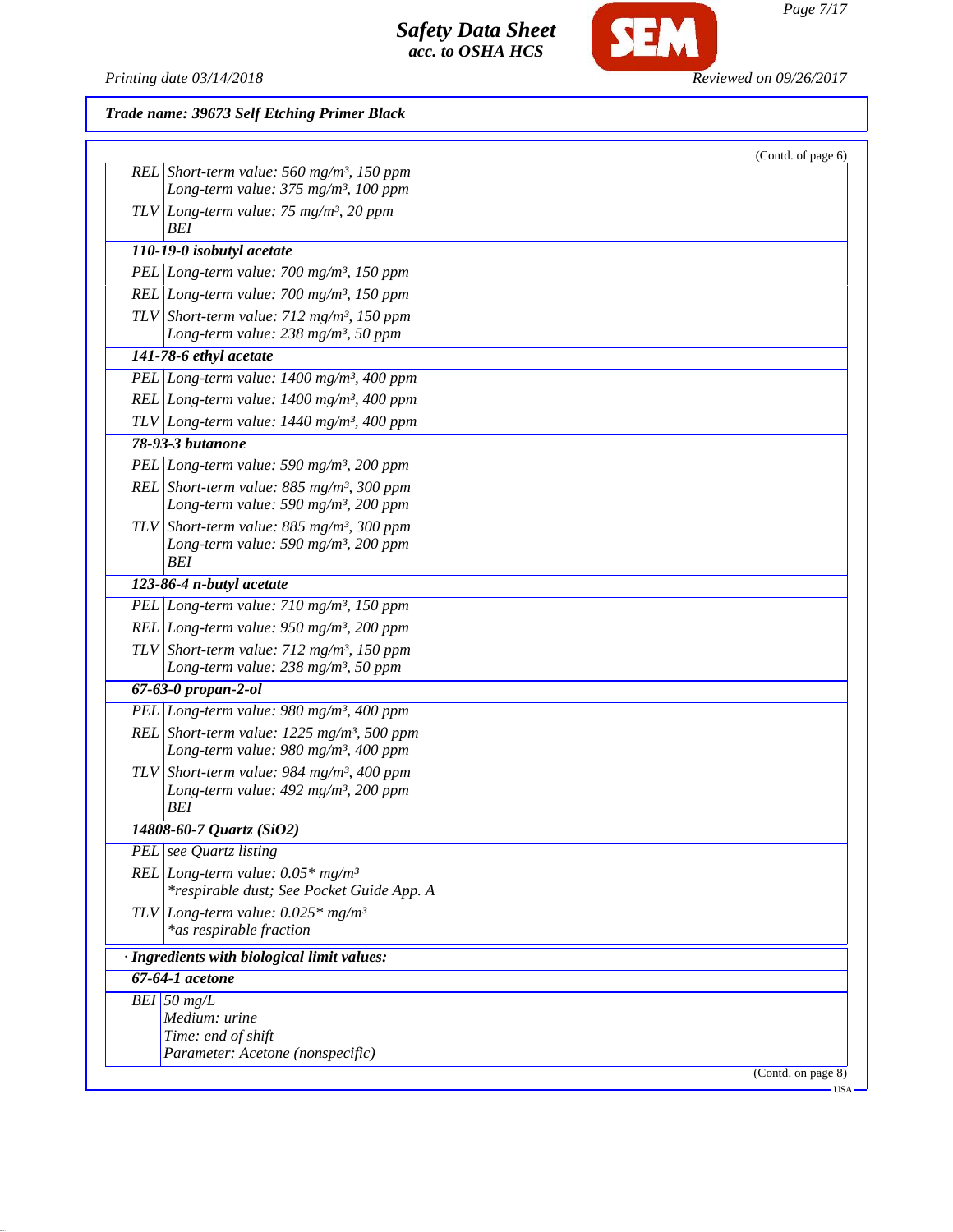**Trade name: 39673 Self Etching Primer Black**

(Contd. of page 6)

| | |
|---|---|
| REL | Short-term value: 560 mg/m³, 150 ppm<br>Long-term value: 375 mg/m³, 100 ppm |
| TLV | Long-term value: 75 mg/m³, 20 ppm<br>BEI |
| **110-19-0 isobutyl acetate** | |
| PEL | Long-term value: 700 mg/m³, 150 ppm |
| REL | Long-term value: 700 mg/m³, 150 ppm |
| TLV | Short-term value: 712 mg/m³, 150 ppm<br>Long-term value: 238 mg/m³, 50 ppm |
| **141-78-6 ethyl acetate** | |
| PEL | Long-term value: 1400 mg/m³, 400 ppm |
| REL | Long-term value: 1400 mg/m³, 400 ppm |
| TLV | Long-term value: 1440 mg/m³, 400 ppm |
| **78-93-3 butanone** | |
| PEL | Long-term value: 590 mg/m³, 200 ppm |
| REL | Short-term value: 885 mg/m³, 300 ppm<br>Long-term value: 590 mg/m³, 200 ppm |
| TLV | Short-term value: 885 mg/m³, 300 ppm<br>Long-term value: 590 mg/m³, 200 ppm<br>BEI |
| **123-86-4 n-butyl acetate** | |
| PEL | Long-term value: 710 mg/m³, 150 ppm |
| REL | Long-term value: 950 mg/m³, 200 ppm |
| TLV | Short-term value: 712 mg/m³, 150 ppm<br>Long-term value: 238 mg/m³, 50 ppm |
| **67-63-0 propan-2-ol** | |
| PEL | Long-term value: 980 mg/m³, 400 ppm |
| REL | Short-term value: 1225 mg/m³, 500 ppm<br>Long-term value: 980 mg/m³, 400 ppm |
| TLV | Short-term value: 984 mg/m³, 400 ppm<br>Long-term value: 492 mg/m³, 200 ppm<br>BEI |
| **14808-60-7 Quartz ($SiO_2$)** | |
| PEL | see Quartz listing |
| REL | Long-term value: 0.05* mg/m³<br>*respirable dust; See Pocket Guide App. A |
| TLV | Long-term value: 0.025* mg/m³<br>*as respirable fraction |

· **Ingredients with biological limit values:**

| | |
|---|---|
| **67-64-1 acetone** | |
| BEI | 50 mg/L<br>Medium: urine<br>Time: end of shift<br>Parameter: Acetone (nonspecific) |

(Contd. on page 8)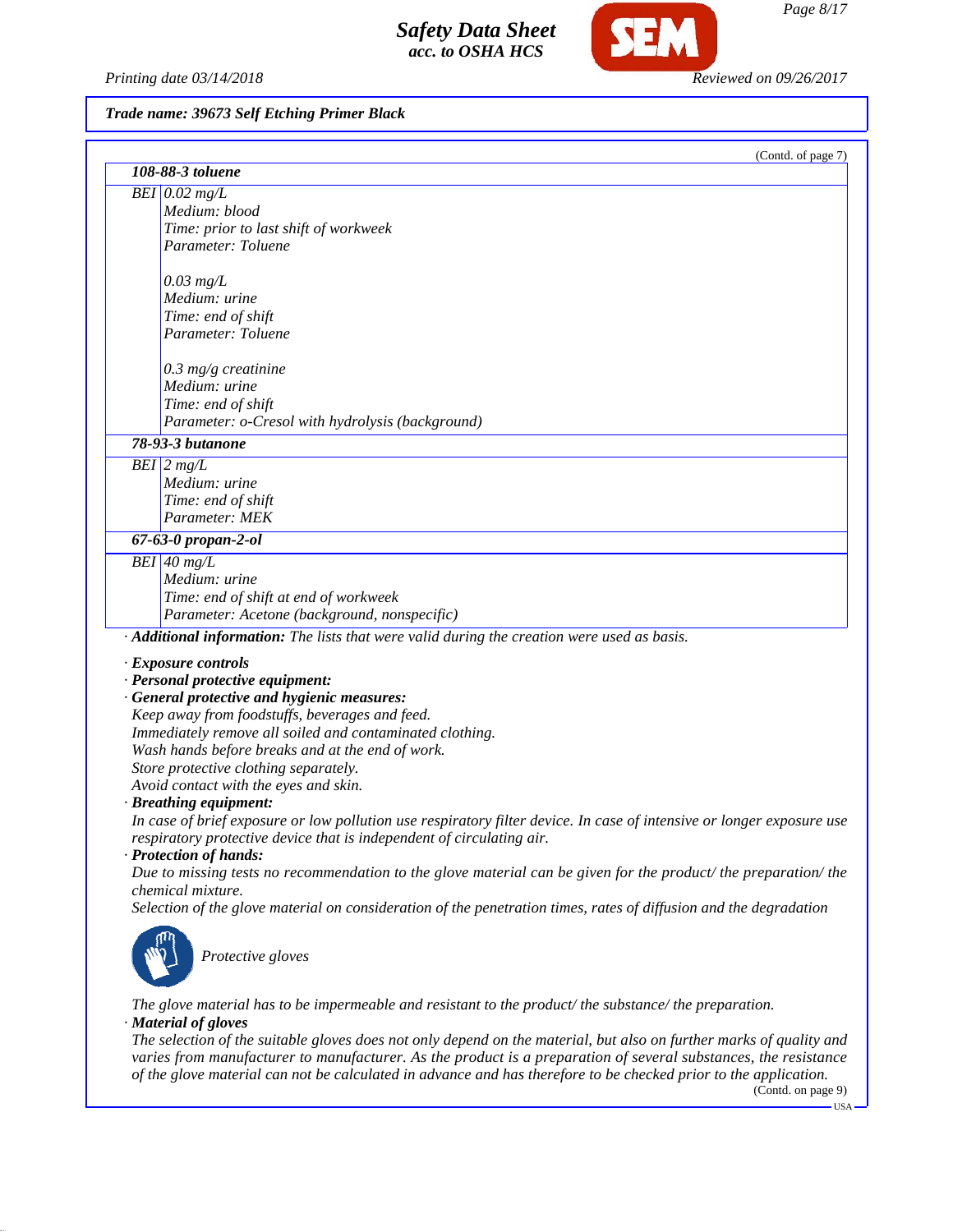**Trade name: 39673 Self Etching Primer Black**

(Contd. of page 7)

| **108-88-3 toluene** | |
|---|---|
| BEI | 0.02 mg/L<br>Medium: blood<br>Time: prior to last shift of workweek<br>Parameter: Toluene<br><br>0.03 mg/L<br>Medium: urine<br>Time: end of shift<br>Parameter: Toluene<br><br>0.3 mg/g creatinine<br>Medium: urine<br>Time: end of shift<br>Parameter: o-Cresol with hydrolysis (background) |
| **78-93-3 butanone** | |
| BEI | 2 mg/L<br>Medium: urine<br>Time: end of shift<br>Parameter: MEK |
| **67-63-0 propan-2-ol** | |
| BEI | 40 mg/L<br>Medium: urine<br>Time: end of shift at end of workweek<br>Parameter: Acetone (background, nonspecific) |

· **Additional information:** The lists that were valid during the creation were used as basis.

· **Exposure controls**
· **Personal protective equipment:**
· **General protective and hygienic measures:**
Keep away from foodstuffs, beverages and feed.
Immediately remove all soiled and contaminated clothing.
Wash hands before breaks and at the end of work.
Store protective clothing separately.
Avoid contact with the eyes and skin.
· **Breathing equipment:**
In case of brief exposure or low pollution use respiratory filter device. In case of intensive or longer exposure use respiratory protective device that is independent of circulating air.
· **Protection of hands:**
Due to missing tests no recommendation to the glove material can be given for the product/ the preparation/ the chemical mixture.
Selection of the glove material on consideration of the penetration times, rates of diffusion and the degradation

Protective gloves

The glove material has to be impermeable and resistant to the product/ the substance/ the preparation.
· **Material of gloves**
The selection of the suitable gloves does not only depend on the material, but also on further marks of quality and varies from manufacturer to manufacturer. As the product is a preparation of several substances, the resistance of the glove material can not be calculated in advance and has therefore to be checked prior to the application.

(Contd. on page 9)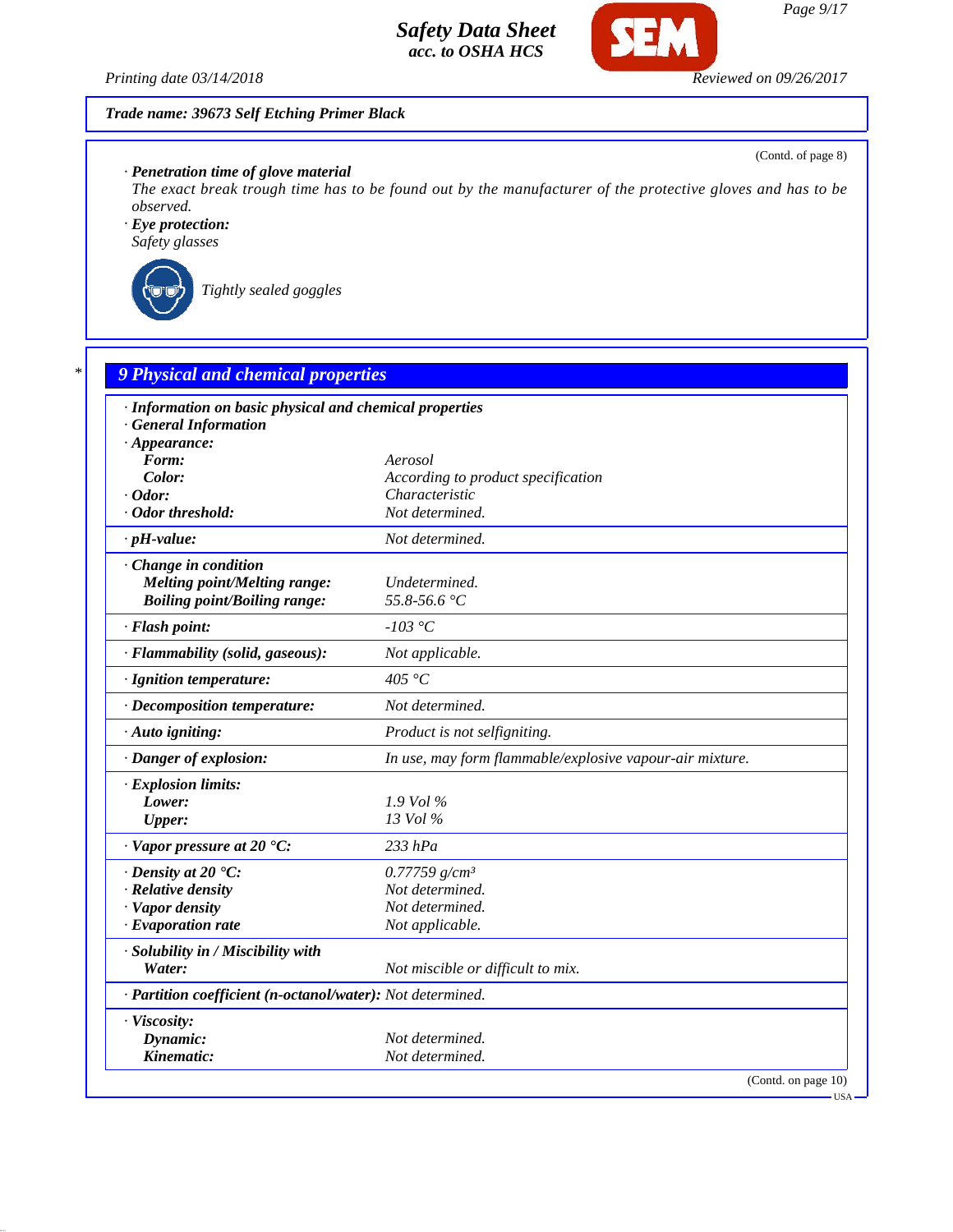Trade name: 39673 Self Etching Primer Black

(Contd. of page 8)

· **Penetration time of glove material**
*The exact break trough time has to be found out by the manufacturer of the protective gloves and has to be observed.*

· **Eye protection:**
*Safety glasses*

*Tightly sealed goggles*

## 9 Physical and chemical properties

· **Information on basic physical and chemical properties**
· **General Information**

| Property | Value |
|---|---|
| · **Appearance:** | |
| **Form:** | Aerosol |
| **Color:** | According to product specification |
| · **Odor:** | Characteristic |
| · **Odor threshold:** | Not determined. |
| · **pH-value:** | Not determined. |
| · **Change in condition** | |
| **Melting point/Melting range:** | Undetermined. |
| **Boiling point/Boiling range:** | 55.8-56.6 °C |
| · **Flash point:** | -103 °C |
| · **Flammability (solid, gaseous):** | Not applicable. |
| · **Ignition temperature:** | 405 °C |
| · **Decomposition temperature:** | Not determined. |
| · **Auto igniting:** | Product is not selfigniting. |
| · **Danger of explosion:** | In use, may form flammable/explosive vapour-air mixture. |
| · **Explosion limits:** | |
| **Lower:** | 1.9 Vol % |
| **Upper:** | 13 Vol % |
| · **Vapor pressure at 20 °C:** | 233 hPa |
| · **Density at 20 °C:** | 0.77759 g/cm³ |
| · **Relative density** | Not determined. |
| · **Vapor density** | Not determined. |
| · **Evaporation rate** | Not applicable. |
| · **Solubility in / Miscibility with** | |
| **Water:** | Not miscible or difficult to mix. |
| · **Partition coefficient (n-octanol/water):** | Not determined. |
| · **Viscosity:** | |
| **Dynamic:** | Not determined. |
| **Kinematic:** | Not determined. |

(Contd. on page 10)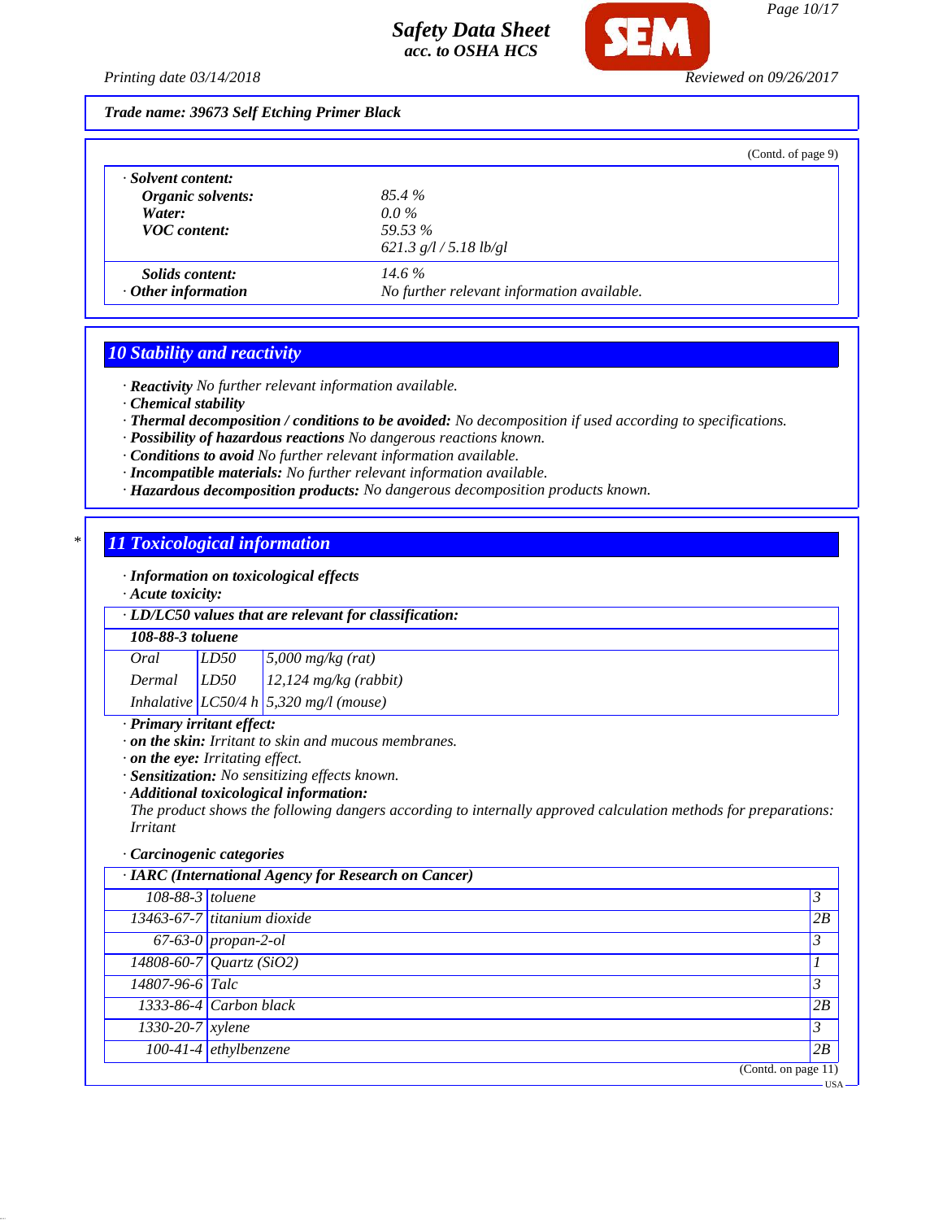Trade name: 39673 Self Etching Primer Black

(Contd. of page 9)

· **Solvent content:**

| | |
|---|---|
| **Organic solvents:** | 85.4 % |
| **Water:** | 0.0 % |
| **VOC content:** | 59.53 % |
| | 621.3 g/l / 5.18 lb/gl |
| **Solids content:** | 14.6 % |
| · **Other information** | No further relevant information available. |

## 10 Stability and reactivity

· **Reactivity** No further relevant information available.
· **Chemical stability**
· **Thermal decomposition / conditions to be avoided:** No decomposition if used according to specifications.
· **Possibility of hazardous reactions** No dangerous reactions known.
· **Conditions to avoid** No further relevant information available.
· **Incompatible materials:** No further relevant information available.
· **Hazardous decomposition products:** No dangerous decomposition products known.

## 11 Toxicological information

· **Information on toxicological effects**
· **Acute toxicity:**

· **LD/LC50 values that are relevant for classification:**

| **108-88-3 toluene** | | |
|---|---|---|
| Oral | LD50 | 5,000 mg/kg (rat) |
| Dermal | LD50 | 12,124 mg/kg (rabbit) |
| Inhalative | LC50/4 h | 5,320 mg/l (mouse) |

· **Primary irritant effect:**
· **on the skin:** Irritant to skin and mucous membranes.
· **on the eye:** Irritating effect.
· **Sensitization:** No sensitizing effects known.
· **Additional toxicological information:**
The product shows the following dangers according to internally approved calculation methods for preparations:
Irritant

· **Carcinogenic categories**

· **IARC (International Agency for Research on Cancer)**

| | | |
|---|---|---|
| 108-88-3 | toluene | 3 |
| 13463-67-7 | titanium dioxide | 2B |
| 67-63-0 | propan-2-ol | 3 |
| 14808-60-7 | Quartz ($SiO_2$) | 1 |
| 14807-96-6 | Talc | 3 |
| 1333-86-4 | Carbon black | 2B |
| 1330-20-7 | xylene | 3 |
| 100-41-4 | ethylbenzene | 2B |

(Contd. on page 11)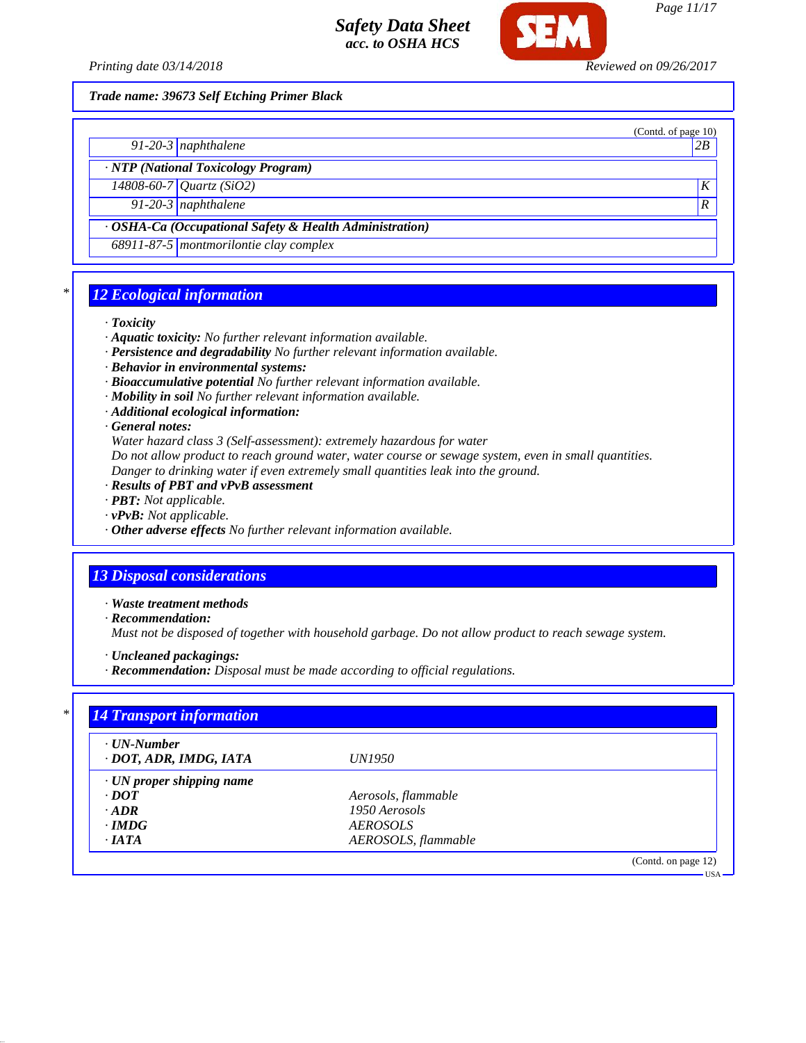Trade name: 39673 Self Etching Primer Black

(Contd. of page 10)

| | | |
|---|---|---|
| 91-20-3 | naphthalene | 2B |
| · **NTP (National Toxicology Program)** | | |
| 14808-60-7 | Quartz ($SiO_2$) | K |
| 91-20-3 | naphthalene | R |
| · **OSHA-Ca (Occupational Safety & Health Administration)** | | |
| 68911-87-5 | montmorilontie clay complex | |

## 12 Ecological information

· **Toxicity**
· **Aquatic toxicity:** No further relevant information available.
· **Persistence and degradability** No further relevant information available.
· **Behavior in environmental systems:**
· **Bioaccumulative potential** No further relevant information available.
· **Mobility in soil** No further relevant information available.
· **Additional ecological information:**
· **General notes:**
Water hazard class 3 (Self-assessment): extremely hazardous for water
Do not allow product to reach ground water, water course or sewage system, even in small quantities.
Danger to drinking water if even extremely small quantities leak into the ground.
· **Results of PBT and vPvB assessment**
· **PBT:** Not applicable.
· **vPvB:** Not applicable.
· **Other adverse effects** No further relevant information available.

## 13 Disposal considerations

· **Waste treatment methods**
· **Recommendation:**
Must not be disposed of together with household garbage. Do not allow product to reach sewage system.

· **Uncleaned packagings:**
· **Recommendation:** Disposal must be made according to official regulations.

## 14 Transport information

| | |
|---|---|
| · **UN-Number** | |
| · **DOT, ADR, IMDG, IATA** | UN1950 |
| · **UN proper shipping name** | |
| · **DOT** | Aerosols, flammable |
| · **ADR** | 1950 Aerosols |
| · **IMDG** | AEROSOLS |
| · **IATA** | AEROSOLS, flammable |

(Contd. on page 12)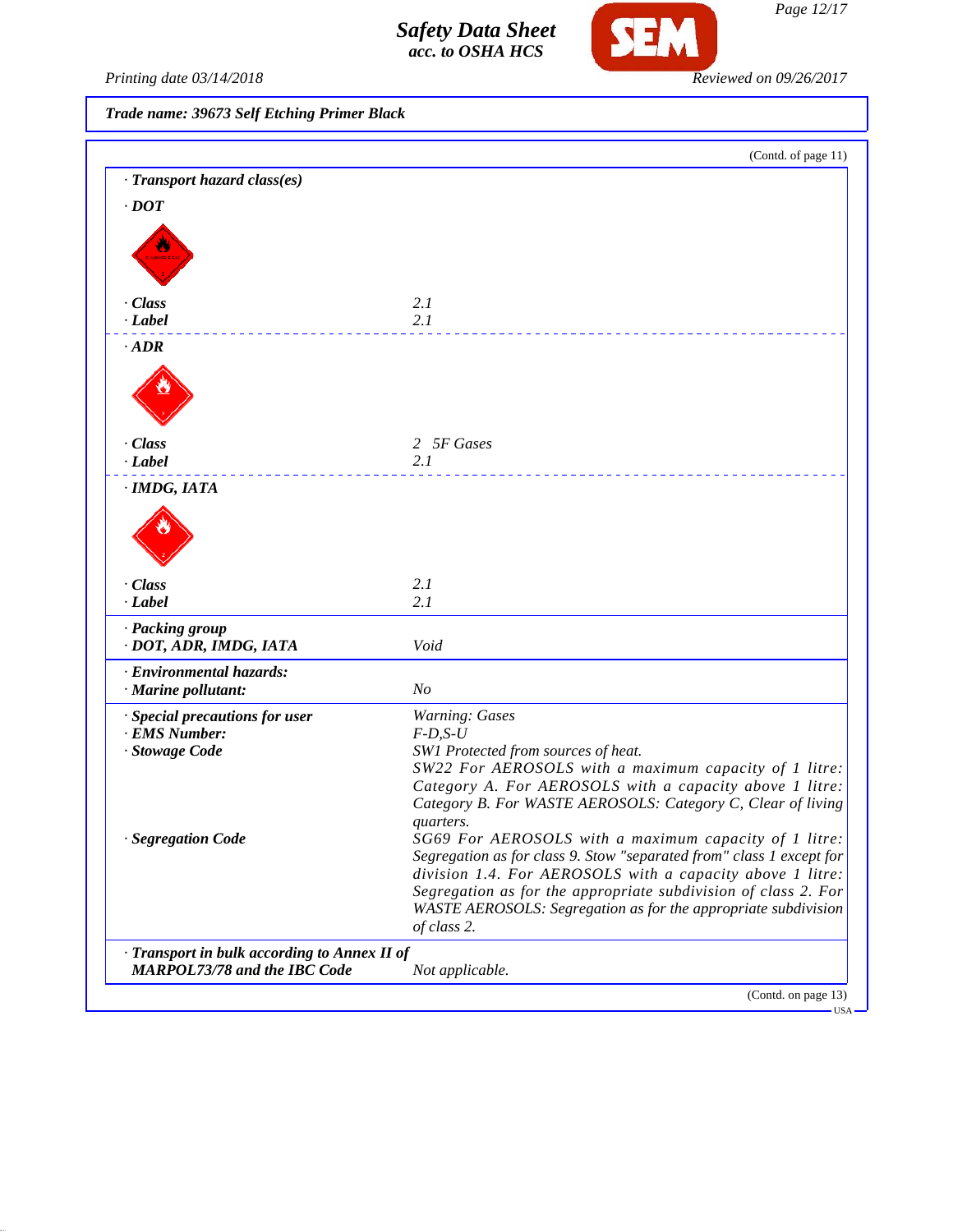**Trade name: 39673 Self Etching Primer Black**

(Contd. of page 11)

· **Transport hazard class(es)**

· **DOT**

| | |
|---|---|
| · **Class** | 2.1 |
| · **Label** | 2.1 |

· **ADR**

| | |
|---|---|
| · **Class** | 2 5F Gases |
| · **Label** | 2.1 |

· **IMDG, IATA**

| | |
|---|---|
| · **Class** | 2.1 |
| · **Label** | 2.1 |

· **Packing group**

| | |
|---|---|
| · **DOT, ADR, IMDG, IATA** | Void |

· **Environmental hazards:**

| | |
|---|---|
| · **Marine pollutant:** | No |

| | |
|---|---|
| · **Special precautions for user** | Warning: Gases |
| · **EMS Number:** | F-D,S-U |
| · **Stowage Code** | SW1 Protected from sources of heat. SW22 For AEROSOLS with a maximum capacity of 1 litre: Category A. For AEROSOLS with a capacity above 1 litre: Category B. For WASTE AEROSOLS: Category C, Clear of living quarters. |
| · **Segregation Code** | SG69 For AEROSOLS with a maximum capacity of 1 litre: Segregation as for class 9. Stow "separated from" class 1 except for division 1.4. For AEROSOLS with a capacity above 1 litre: Segregation as for the appropriate subdivision of class 2. For WASTE AEROSOLS: Segregation as for the appropriate subdivision of class 2. |

| | |
|---|---|
| · **Transport in bulk according to Annex II of MARPOL73/78 and the IBC Code** | Not applicable. |

(Contd. on page 13)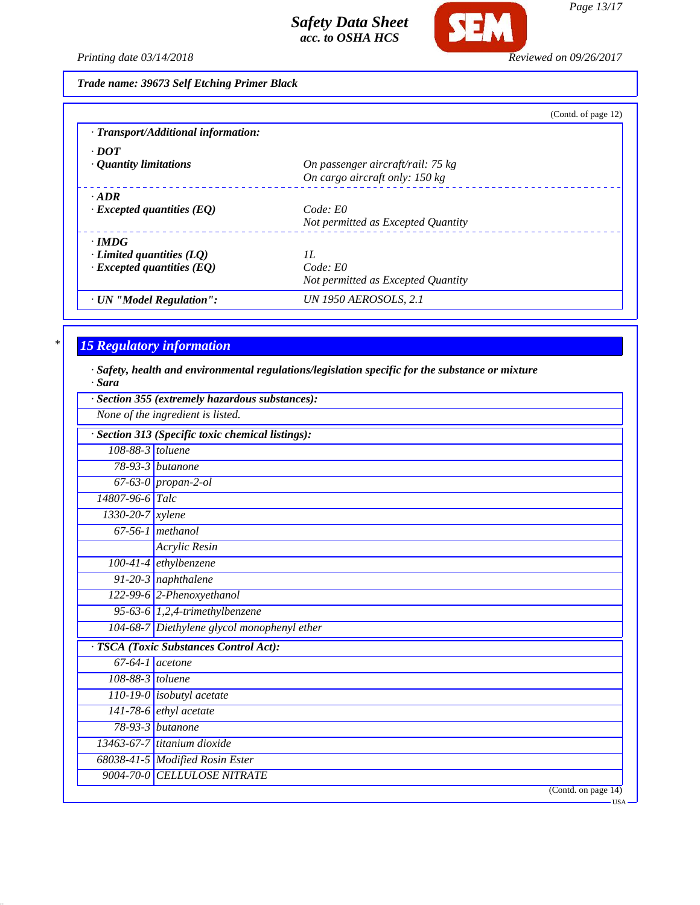Trade name: 39673 Self Etching Primer Black

(Contd. of page 12)

· **Transport/Additional information:**

· **DOT**

· **Quantity limitations** — On passenger aircraft/rail: 75 kg; On cargo aircraft only: 150 kg

· **ADR**

· **Excepted quantities (EQ)** — Code: E0; Not permitted as Excepted Quantity

· **IMDG**

· **Limited quantities (LQ)** — 1L

· **Excepted quantities (EQ)** — Code: E0; Not permitted as Excepted Quantity

· **UN "Model Regulation":** — UN 1950 AEROSOLS, 2.1

## 15 Regulatory information

· **Safety, health and environmental regulations/legislation specific for the substance or mixture**

· **Sara**

· **Section 355 (extremely hazardous substances):**

None of the ingredient is listed.

· **Section 313 (Specific toxic chemical listings):**

| CAS | Substance |
|---|---|
| 108-88-3 | toluene |
| 78-93-3 | butanone |
| 67-63-0 | propan-2-ol |
| 14807-96-6 | Talc |
| 1330-20-7 | xylene |
| 67-56-1 | methanol |
| | Acrylic Resin |
| 100-41-4 | ethylbenzene |
| 91-20-3 | naphthalene |
| 122-99-6 | 2-Phenoxyethanol |
| 95-63-6 | 1,2,4-trimethylbenzene |
| 104-68-7 | Diethylene glycol monophenyl ether |

· **TSCA (Toxic Substances Control Act):**

| CAS | Substance |
|---|---|
| 67-64-1 | acetone |
| 108-88-3 | toluene |
| 110-19-0 | isobutyl acetate |
| 141-78-6 | ethyl acetate |
| 78-93-3 | butanone |
| 13463-67-7 | titanium dioxide |
| 68038-41-5 | Modified Rosin Ester |
| 9004-70-0 | CELLULOSE NITRATE |

(Contd. on page 14)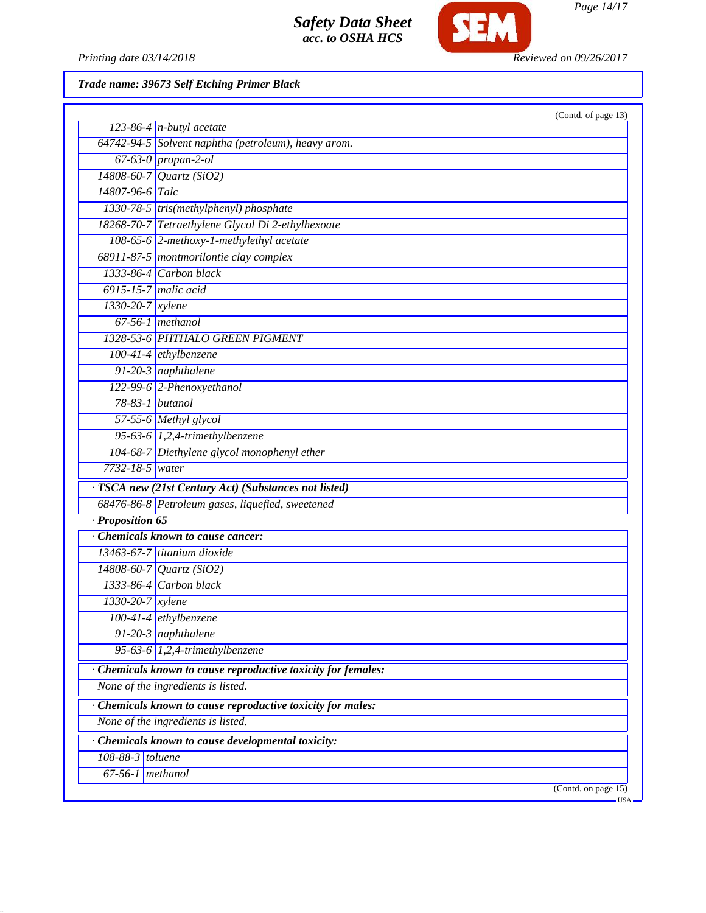**Trade name: 39673 Self Etching Primer Black**

(Contd. of page 13)

| | |
|---|---|
| 123-86-4 | n-butyl acetate |
| 64742-94-5 | Solvent naphtha (petroleum), heavy arom. |
| 67-63-0 | propan-2-ol |
| 14808-60-7 | Quartz (SiO2) |
| 14807-96-6 | Talc |
| 1330-78-5 | tris(methylphenyl) phosphate |
| 18268-70-7 | Tetraethylene Glycol Di 2-ethylhexoate |
| 108-65-6 | 2-methoxy-1-methylethyl acetate |
| 68911-87-5 | montmorilontie clay complex |
| 1333-86-4 | Carbon black |
| 6915-15-7 | malic acid |
| 1330-20-7 | xylene |
| 67-56-1 | methanol |
| 1328-53-6 | PHTHALO GREEN PIGMENT |
| 100-41-4 | ethylbenzene |
| 91-20-3 | naphthalene |
| 122-99-6 | 2-Phenoxyethanol |
| 78-83-1 | butanol |
| 57-55-6 | Methyl glycol |
| 95-63-6 | 1,2,4-trimethylbenzene |
| 104-68-7 | Diethylene glycol monophenyl ether |
| 7732-18-5 | water |

**· TSCA new (21st Century Act) (Substances not listed)**

| | |
|---|---|
| 68476-86-8 | Petroleum gases, liquefied, sweetened |

**· Proposition 65**

**· Chemicals known to cause cancer:**

| | |
|---|---|
| 13463-67-7 | titanium dioxide |
| 14808-60-7 | Quartz (SiO2) |
| 1333-86-4 | Carbon black |
| 1330-20-7 | xylene |
| 100-41-4 | ethylbenzene |
| 91-20-3 | naphthalene |
| 95-63-6 | 1,2,4-trimethylbenzene |

**· Chemicals known to cause reproductive toxicity for females:**

None of the ingredients is listed.

**· Chemicals known to cause reproductive toxicity for males:**

None of the ingredients is listed.

**· Chemicals known to cause developmental toxicity:**

| | |
|---|---|
| 108-88-3 | toluene |
| 67-56-1 | methanol |

(Contd. on page 15)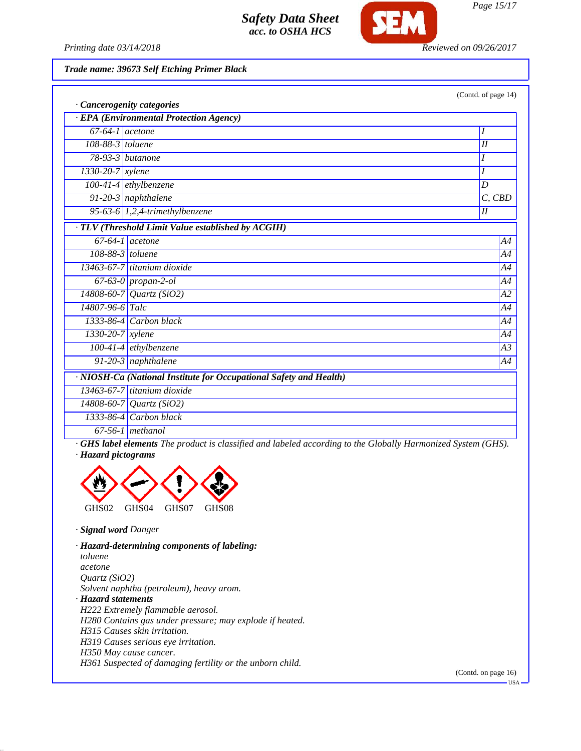Trade name: 39673 Self Etching Primer Black

(Contd. of page 14)

· **Cancerogenity categories**

· **EPA (Environmental Protection Agency)**

| | | |
|---|---|---|
| 67-64-1 | acetone | I |
| 108-88-3 | toluene | II |
| 78-93-3 | butanone | I |
| 1330-20-7 | xylene | I |
| 100-41-4 | ethylbenzene | D |
| 91-20-3 | naphthalene | C, CBD |
| 95-63-6 | 1,2,4-trimethylbenzene | II |

· **TLV (Threshold Limit Value established by ACGIH)**

| | | |
|---|---|---|
| 67-64-1 | acetone | A4 |
| 108-88-3 | toluene | A4 |
| 13463-67-7 | titanium dioxide | A4 |
| 67-63-0 | propan-2-ol | A4 |
| 14808-60-7 | Quartz (SiO2) | A2 |
| 14807-96-6 | Talc | A4 |
| 1333-86-4 | Carbon black | A4 |
| 1330-20-7 | xylene | A4 |
| 100-41-4 | ethylbenzene | A3 |
| 91-20-3 | naphthalene | A4 |

· **NIOSH-Ca (National Institute for Occupational Safety and Health)**

| | |
|---|---|
| 13463-67-7 | titanium dioxide |
| 14808-60-7 | Quartz (SiO2) |
| 1333-86-4 | Carbon black |
| 67-56-1 | methanol |

· **GHS label elements** The product is classified and labeled according to the Globally Harmonized System (GHS).

· **Hazard pictograms**

GHS02 GHS04 GHS07 GHS08

· **Signal word** Danger

· **Hazard-determining components of labeling:**
toluene
acetone
Quartz (SiO2)
Solvent naphtha (petroleum), heavy arom.

· **Hazard statements**
H222 Extremely flammable aerosol.
H280 Contains gas under pressure; may explode if heated.
H315 Causes skin irritation.
H319 Causes serious eye irritation.
H350 May cause cancer.
H361 Suspected of damaging fertility or the unborn child.

(Contd. on page 16)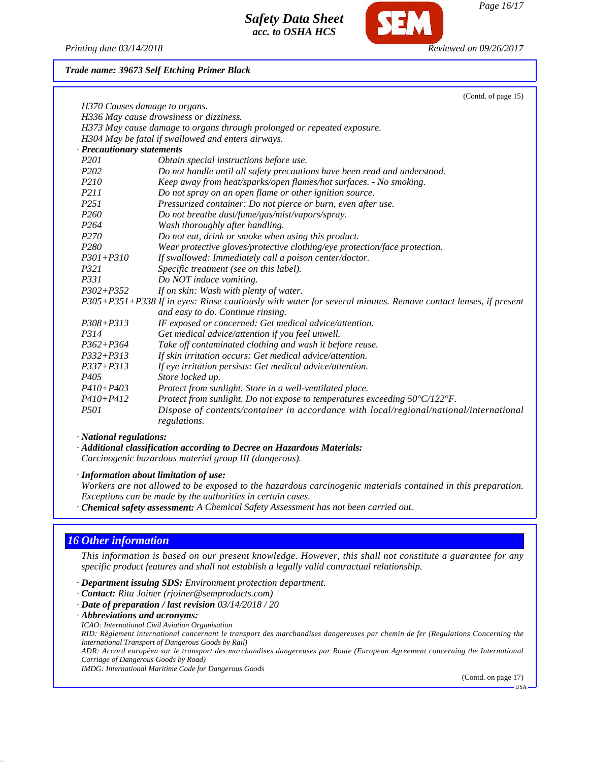*Trade name: 39673 Self Etching Primer Black*

(Contd. of page 15)

H370 Causes damage to organs.
H336 May cause drowsiness or dizziness.
H373 May cause damage to organs through prolonged or repeated exposure.
H304 May be fatal if swallowed and enters airways.

· **Precautionary statements**

| | |
|---|---|
| P201 | Obtain special instructions before use. |
| P202 | Do not handle until all safety precautions have been read and understood. |
| P210 | Keep away from heat/sparks/open flames/hot surfaces. - No smoking. |
| P211 | Do not spray on an open flame or other ignition source. |
| P251 | Pressurized container: Do not pierce or burn, even after use. |
| P260 | Do not breathe dust/fume/gas/mist/vapors/spray. |
| P264 | Wash thoroughly after handling. |
| P270 | Do not eat, drink or smoke when using this product. |
| P280 | Wear protective gloves/protective clothing/eye protection/face protection. |
| P301+P310 | If swallowed: Immediately call a poison center/doctor. |
| P321 | Specific treatment (see on this label). |
| P331 | Do NOT induce vomiting. |
| P302+P352 | If on skin: Wash with plenty of water. |
| P305+P351+P338 | If in eyes: Rinse cautiously with water for several minutes. Remove contact lenses, if present and easy to do. Continue rinsing. |
| P308+P313 | IF exposed or concerned: Get medical advice/attention. |
| P314 | Get medical advice/attention if you feel unwell. |
| P362+P364 | Take off contaminated clothing and wash it before reuse. |
| P332+P313 | If skin irritation occurs: Get medical advice/attention. |
| P337+P313 | If eye irritation persists: Get medical advice/attention. |
| P405 | Store locked up. |
| P410+P403 | Protect from sunlight. Store in a well-ventilated place. |
| P410+P412 | Protect from sunlight. Do not expose to temperatures exceeding 50°C/122°F. |
| P501 | Dispose of contents/container in accordance with local/regional/national/international regulations. |

· **National regulations:**
· **Additional classification according to Decree on Hazardous Materials:**
Carcinogenic hazardous material group III (dangerous).

· **Information about limitation of use:**
Workers are not allowed to be exposed to the hazardous carcinogenic materials contained in this preparation. Exceptions can be made by the authorities in certain cases.
· **Chemical safety assessment:** A Chemical Safety Assessment has not been carried out.

## 16 Other information

This information is based on our present knowledge. However, this shall not constitute a guarantee for any specific product features and shall not establish a legally valid contractual relationship.

· **Department issuing SDS:** Environment protection department.
· **Contact:** Rita Joiner (rjoiner@semproducts.com)
· **Date of preparation / last revision** 03/14/2018 / 20
· **Abbreviations and acronyms:**
ICAO: International Civil Aviation Organisation
RID: Règlement international concernant le transport des marchandises dangereuses par chemin de fer (Regulations Concerning the International Transport of Dangerous Goods by Rail)
ADR: Accord européen sur le transport des marchandises dangereuses par Route (European Agreement concerning the International Carriage of Dangerous Goods by Road)
IMDG: International Maritime Code for Dangerous Goods

(Contd. on page 17)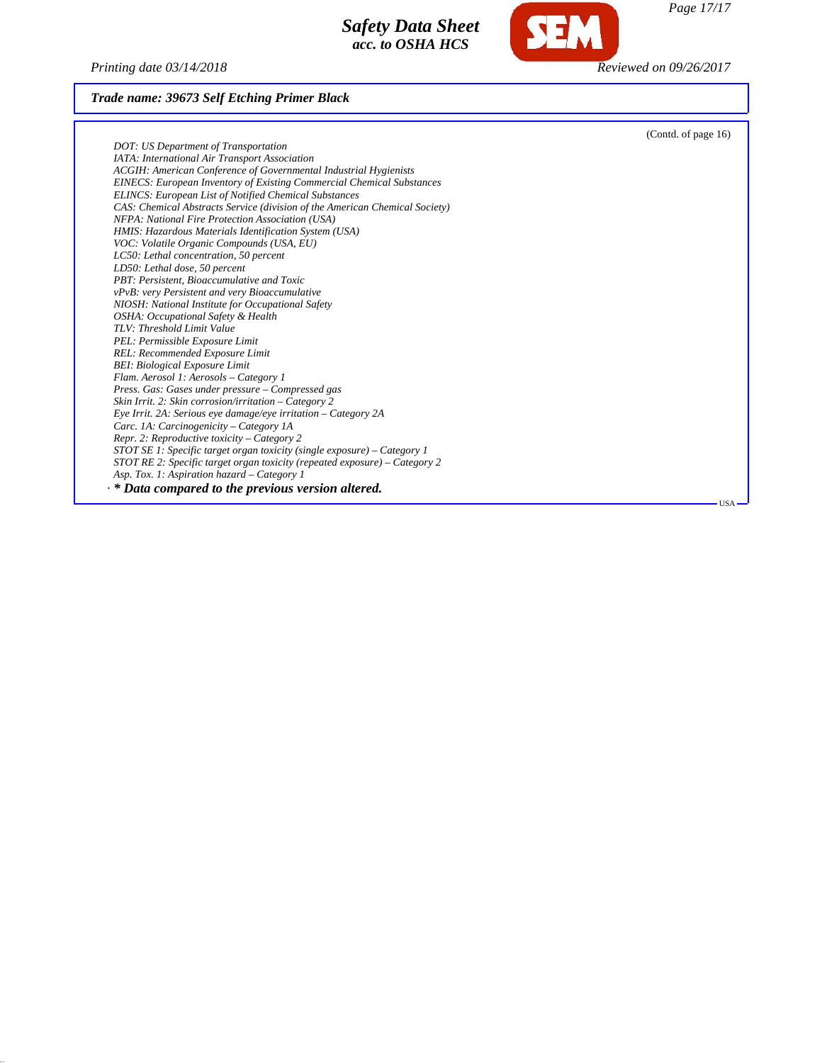**Trade name: 39673 Self Etching Primer Black**

(Contd. of page 16)

*DOT: US Department of Transportation*
*IATA: International Air Transport Association*
*ACGIH: American Conference of Governmental Industrial Hygienists*
*EINECS: European Inventory of Existing Commercial Chemical Substances*
*ELINCS: European List of Notified Chemical Substances*
*CAS: Chemical Abstracts Service (division of the American Chemical Society)*
*NFPA: National Fire Protection Association (USA)*
*HMIS: Hazardous Materials Identification System (USA)*
*VOC: Volatile Organic Compounds (USA, EU)*
*LC50: Lethal concentration, 50 percent*
*LD50: Lethal dose, 50 percent*
*PBT: Persistent, Bioaccumulative and Toxic*
*vPvB: very Persistent and very Bioaccumulative*
*NIOSH: National Institute for Occupational Safety*
*OSHA: Occupational Safety & Health*
*TLV: Threshold Limit Value*
*PEL: Permissible Exposure Limit*
*REL: Recommended Exposure Limit*
*BEI: Biological Exposure Limit*
*Flam. Aerosol 1: Aerosols – Category 1*
*Press. Gas: Gases under pressure – Compressed gas*
*Skin Irrit. 2: Skin corrosion/irritation – Category 2*
*Eye Irrit. 2A: Serious eye damage/eye irritation – Category 2A*
*Carc. 1A: Carcinogenicity – Category 1A*
*Repr. 2: Reproductive toxicity – Category 2*
*STOT SE 1: Specific target organ toxicity (single exposure) – Category 1*
*STOT RE 2: Specific target organ toxicity (repeated exposure) – Category 2*
*Asp. Tox. 1: Aspiration hazard – Category 1*

· ***\* Data compared to the previous version altered.***

USA